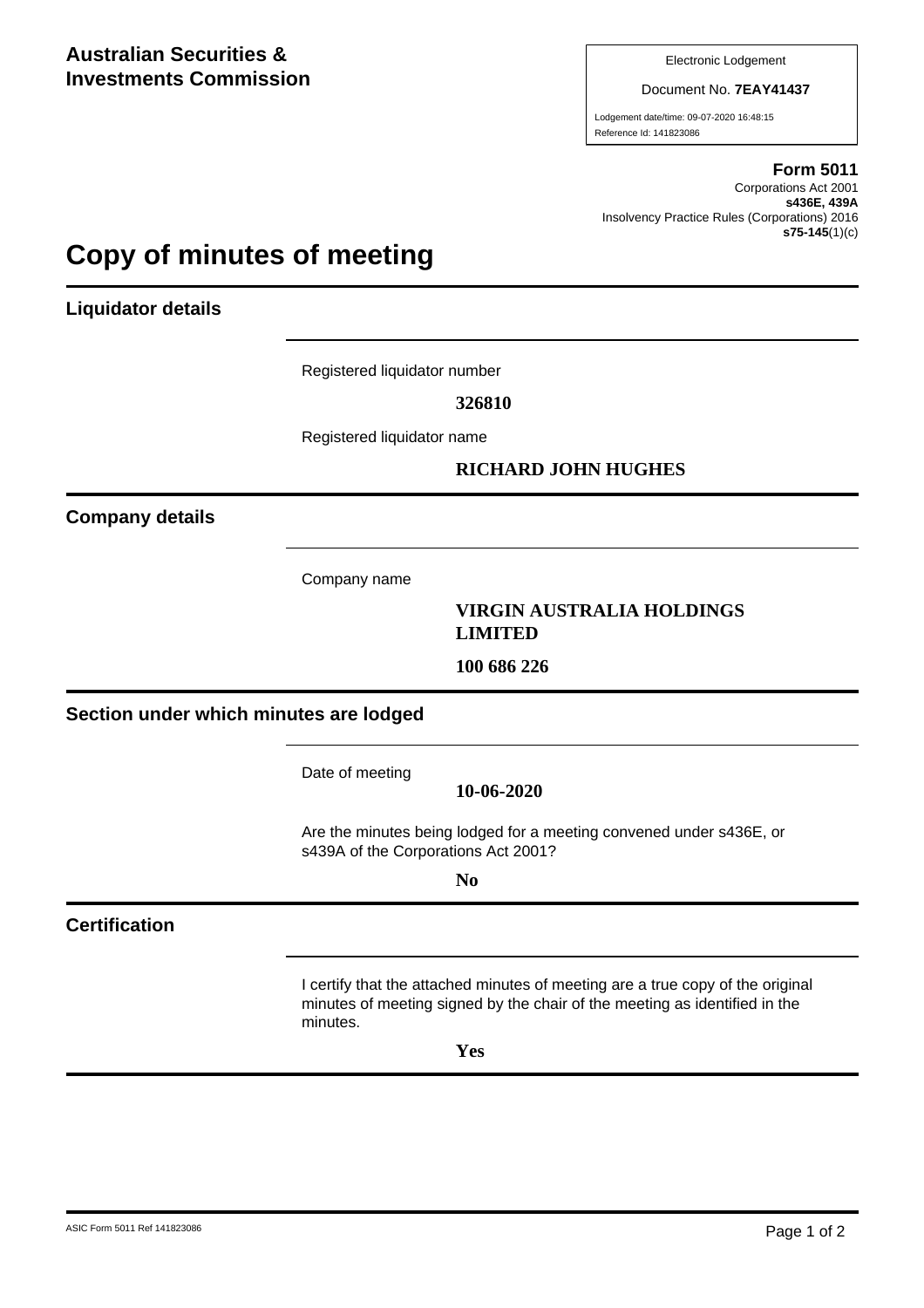**Australian Securities & Investments Commission**

Electronic Lodgement

Document No. **7EAY41437**

Lodgement date/time: 09-07-2020 16:48:15

Reference Id: 141823086

**Form 5011**

Corporations Act 2001

**s436E, 439A**

Insolvency Practice Rules (Corporations) 2016

**s75-145**(1)(c)

# Copy of minutes of meeting

## Liquidator details

Registered liquidator number

**326810**

Registered liquidator name

**RICHARD JOHN HUGHES**

## Company details

Company name

**VIRGIN AUSTRALIA HOLDINGS LIMITED**

**100 686 226**

## Section under which minutes are lodged

Date of meeting

**10-06-2020**

Are the minutes being lodged for a meeting convened under s436E, or s439A of the Corporations Act 2001?

**No**

## Certification

I certify that the attached minutes of meeting are a true copy of the original minutes of meeting signed by the chair of the meeting as identified in the minutes.

**Yes**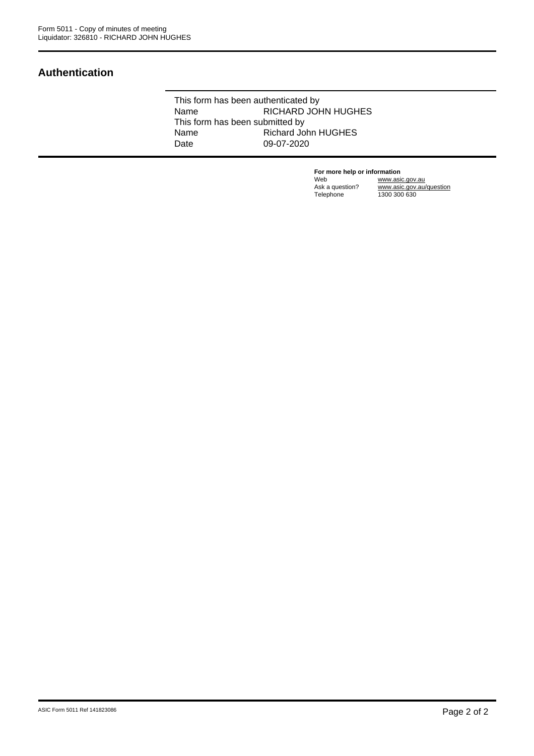## Authentication

This form has been authenticated by

| | |
|---|---|
| Name | RICHARD JOHN HUGHES |

This form has been submitted by

| | |
|---|---|
| Name | Richard John HUGHES |
| Date | 09-07-2020 |

**For more help or information**

| | |
|---|---|
| Web | www.asic.gov.au |
| Ask a question? | www.asic.gov.au/question |
| Telephone | 1300 300 630 |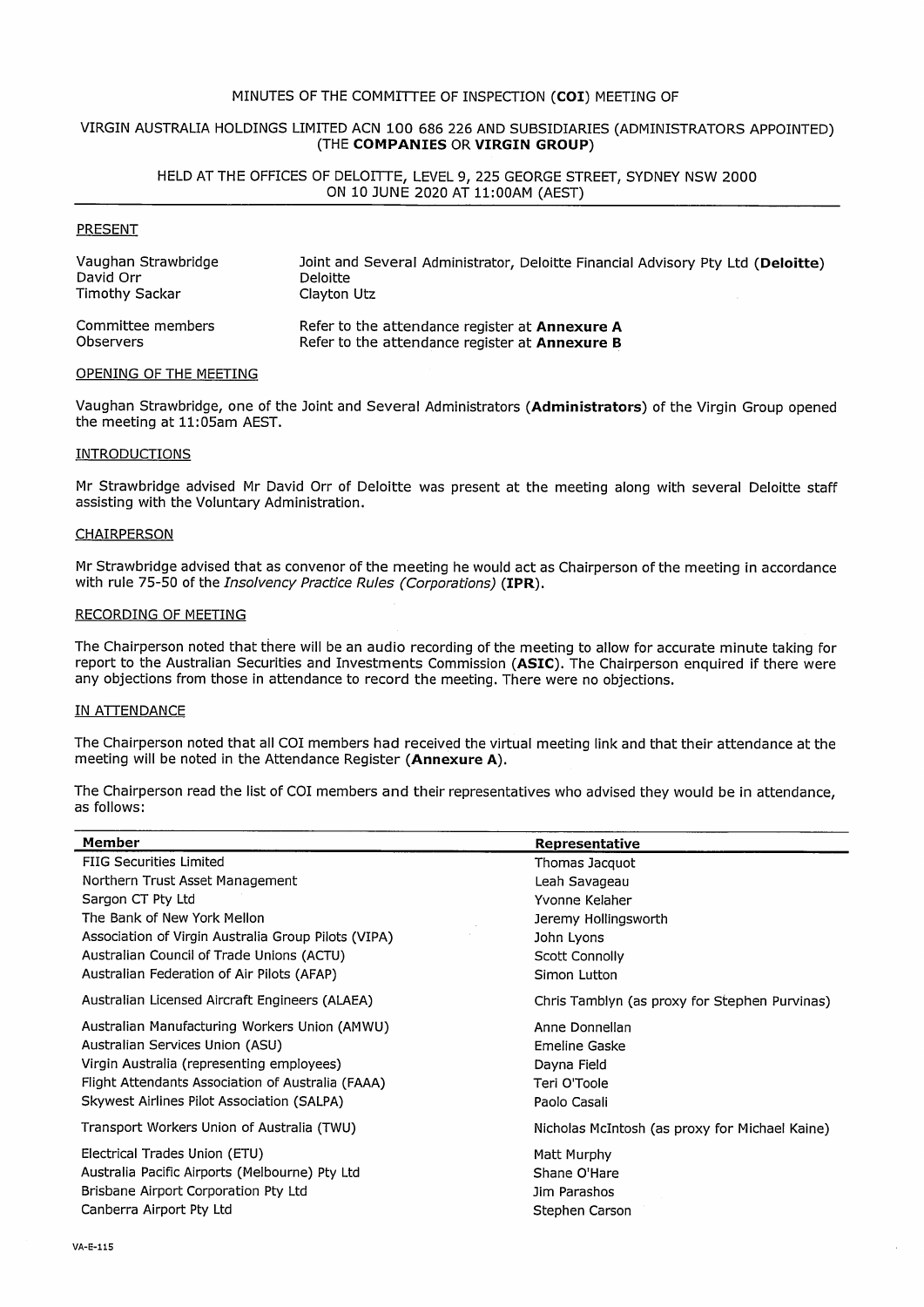MINUTES OF THE COMMITTEE OF INSPECTION (**COI**) MEETING OF

VIRGIN AUSTRALIA HOLDINGS LIMITED ACN 100 686 226 AND SUBSIDIARIES (ADMINISTRATORS APPOINTED) (THE **COMPANIES** OR **VIRGIN GROUP**)

HELD AT THE OFFICES OF DELOITTE, LEVEL 9, 225 GEORGE STREET, SYDNEY NSW 2000 ON 10 JUNE 2020 AT 11:00AM (AEST)

PRESENT

| | |
|---|---|
| Vaughan Strawbridge | Joint and Several Administrator, Deloitte Financial Advisory Pty Ltd (**Deloitte**) |
| David Orr | Deloitte |
| Timothy Sackar | Clayton Utz |
| Committee members | Refer to the attendance register at **Annexure A** |
| Observers | Refer to the attendance register at **Annexure B** |

OPENING OF THE MEETING

Vaughan Strawbridge, one of the Joint and Several Administrators (**Administrators**) of the Virgin Group opened the meeting at 11:05am AEST.

INTRODUCTIONS

Mr Strawbridge advised Mr David Orr of Deloitte was present at the meeting along with several Deloitte staff assisting with the Voluntary Administration.

CHAIRPERSON

Mr Strawbridge advised that as convenor of the meeting he would act as Chairperson of the meeting in accordance with rule 75-50 of the *Insolvency Practice Rules (Corporations)* (**IPR**).

RECORDING OF MEETING

The Chairperson noted that there will be an audio recording of the meeting to allow for accurate minute taking for report to the Australian Securities and Investments Commission (**ASIC**). The Chairperson enquired if there were any objections from those in attendance to record the meeting. There were no objections.

IN ATTENDANCE

The Chairperson noted that all COI members had received the virtual meeting link and that their attendance at the meeting will be noted in the Attendance Register (**Annexure A**).

The Chairperson read the list of COI members and their representatives who advised they would be in attendance, as follows:

| Member | Representative |
|---|---|
| FIIG Securities Limited | Thomas Jacquot |
| Northern Trust Asset Management | Leah Savageau |
| Sargon CT Pty Ltd | Yvonne Kelaher |
| The Bank of New York Mellon | Jeremy Hollingsworth |
| Association of Virgin Australia Group Pilots (VIPA) | John Lyons |
| Australian Council of Trade Unions (ACTU) | Scott Connolly |
| Australian Federation of Air Pilots (AFAP) | Simon Lutton |
| Australian Licensed Aircraft Engineers (ALAEA) | Chris Tamblyn (as proxy for Stephen Purvinas) |
| Australian Manufacturing Workers Union (AMWU) | Anne Donnellan |
| Australian Services Union (ASU) | Emeline Gaske |
| Virgin Australia (representing employees) | Dayna Field |
| Flight Attendants Association of Australia (FAAA) | Teri O'Toole |
| Skywest Airlines Pilot Association (SALPA) | Paolo Casali |
| Transport Workers Union of Australia (TWU) | Nicholas McIntosh (as proxy for Michael Kaine) |
| Electrical Trades Union (ETU) | Matt Murphy |
| Australia Pacific Airports (Melbourne) Pty Ltd | Shane O'Hare |
| Brisbane Airport Corporation Pty Ltd | Jim Parashos |
| Canberra Airport Pty Ltd | Stephen Carson |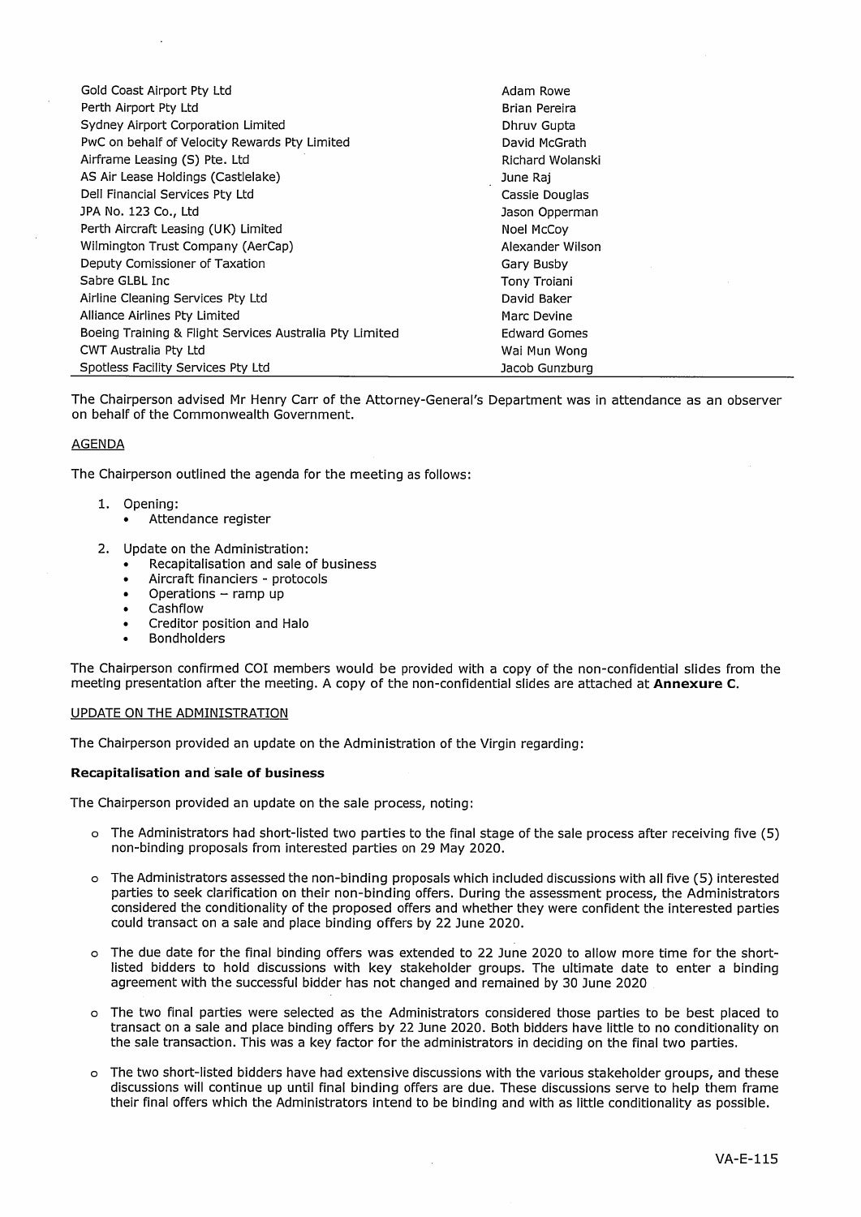| | |
|---|---|
| Gold Coast Airport Pty Ltd | Adam Rowe |
| Perth Airport Pty Ltd | Brian Pereira |
| Sydney Airport Corporation Limited | Dhruv Gupta |
| PwC on behalf of Velocity Rewards Pty Limited | David McGrath |
| Airframe Leasing (S) Pte. Ltd | Richard Wolanski |
| AS Air Lease Holdings (Castlelake) | June Raj |
| Dell Financial Services Pty Ltd | Cassie Douglas |
| JPA No. 123 Co., Ltd | Jason Opperman |
| Perth Aircraft Leasing (UK) Limited | Noel McCoy |
| Wilmington Trust Company (AerCap) | Alexander Wilson |
| Deputy Comissioner of Taxation | Gary Busby |
| Sabre GLBL Inc | Tony Troiani |
| Airline Cleaning Services Pty Ltd | David Baker |
| Alliance Airlines Pty Limited | Marc Devine |
| Boeing Training & Flight Services Australia Pty Limited | Edward Gomes |
| CWT Australia Pty Ltd | Wai Mun Wong |
| Spotless Facility Services Pty Ltd | Jacob Gunzburg |

The Chairperson advised Mr Henry Carr of the Attorney-General's Department was in attendance as an observer on behalf of the Commonwealth Government.

AGENDA

The Chairperson outlined the agenda for the meeting as follows:

1. Opening:
   - Attendance register
2. Update on the Administration:
   - Recapitalisation and sale of business
   - Aircraft financiers - protocols
   - Operations – ramp up
   - Cashflow
   - Creditor position and Halo
   - Bondholders

The Chairperson confirmed COI members would be provided with a copy of the non-confidential slides from the meeting presentation after the meeting. A copy of the non-confidential slides are attached at **Annexure C**.

UPDATE ON THE ADMINISTRATION

The Chairperson provided an update on the Administration of the Virgin regarding:

**Recapitalisation and sale of business**

The Chairperson provided an update on the sale process, noting:

- The Administrators had short-listed two parties to the final stage of the sale process after receiving five (5) non-binding proposals from interested parties on 29 May 2020.
- The Administrators assessed the non-binding proposals which included discussions with all five (5) interested parties to seek clarification on their non-binding offers. During the assessment process, the Administrators considered the conditionality of the proposed offers and whether they were confident the interested parties could transact on a sale and place binding offers by 22 June 2020.
- The due date for the final binding offers was extended to 22 June 2020 to allow more time for the short-listed bidders to hold discussions with key stakeholder groups. The ultimate date to enter a binding agreement with the successful bidder has not changed and remained by 30 June 2020
- The two final parties were selected as the Administrators considered those parties to be best placed to transact on a sale and place binding offers by 22 June 2020. Both bidders have little to no conditionality on the sale transaction. This was a key factor for the administrators in deciding on the final two parties.
- The two short-listed bidders have had extensive discussions with the various stakeholder groups, and these discussions will continue up until final binding offers are due. These discussions serve to help them frame their final offers which the Administrators intend to be binding and with as little conditionality as possible.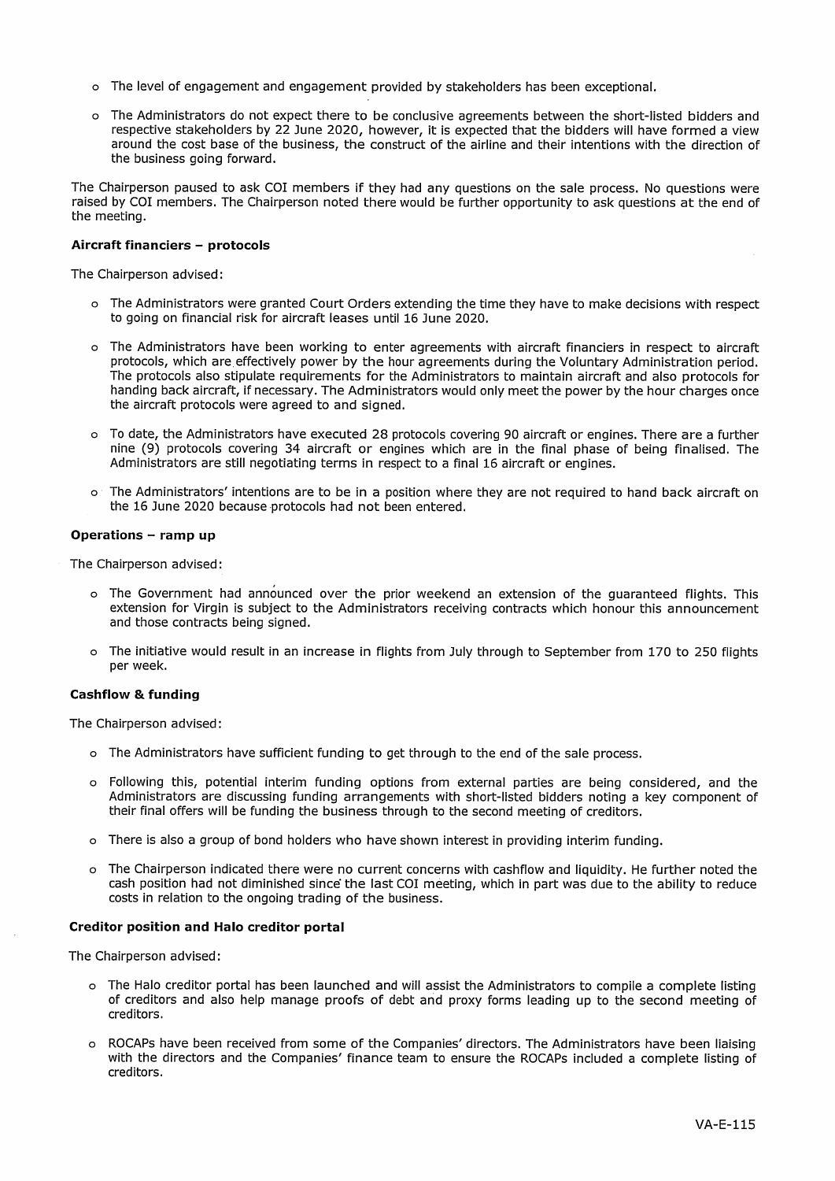- The level of engagement and engagement provided by stakeholders has been exceptional.
- The Administrators do not expect there to be conclusive agreements between the short-listed bidders and respective stakeholders by 22 June 2020, however, it is expected that the bidders will have formed a view around the cost base of the business, the construct of the airline and their intentions with the direction of the business going forward.

The Chairperson paused to ask COI members if they had any questions on the sale process. No questions were raised by COI members. The Chairperson noted there would be further opportunity to ask questions at the end of the meeting.

**Aircraft financiers – protocols**

The Chairperson advised:

- The Administrators were granted Court Orders extending the time they have to make decisions with respect to going on financial risk for aircraft leases until 16 June 2020.
- The Administrators have been working to enter agreements with aircraft financiers in respect to aircraft protocols, which are effectively power by the hour agreements during the Voluntary Administration period. The protocols also stipulate requirements for the Administrators to maintain aircraft and also protocols for handing back aircraft, if necessary. The Administrators would only meet the power by the hour charges once the aircraft protocols were agreed to and signed.
- To date, the Administrators have executed 28 protocols covering 90 aircraft or engines. There are a further nine (9) protocols covering 34 aircraft or engines which are in the final phase of being finalised. The Administrators are still negotiating terms in respect to a final 16 aircraft or engines.
- The Administrators' intentions are to be in a position where they are not required to hand back aircraft on the 16 June 2020 because protocols had not been entered.

**Operations – ramp up**

The Chairperson advised:

- The Government had announced over the prior weekend an extension of the guaranteed flights. This extension for Virgin is subject to the Administrators receiving contracts which honour this announcement and those contracts being signed.
- The initiative would result in an increase in flights from July through to September from 170 to 250 flights per week.

**Cashflow & funding**

The Chairperson advised:

- The Administrators have sufficient funding to get through to the end of the sale process.
- Following this, potential interim funding options from external parties are being considered, and the Administrators are discussing funding arrangements with short-listed bidders noting a key component of their final offers will be funding the business through to the second meeting of creditors.
- There is also a group of bond holders who have shown interest in providing interim funding.
- The Chairperson indicated there were no current concerns with cashflow and liquidity. He further noted the cash position had not diminished since the last COI meeting, which in part was due to the ability to reduce costs in relation to the ongoing trading of the business.

**Creditor position and Halo creditor portal**

The Chairperson advised:

- The Halo creditor portal has been launched and will assist the Administrators to compile a complete listing of creditors and also help manage proofs of debt and proxy forms leading up to the second meeting of creditors.
- ROCAPs have been received from some of the Companies' directors. The Administrators have been liaising with the directors and the Companies' finance team to ensure the ROCAPs included a complete listing of creditors.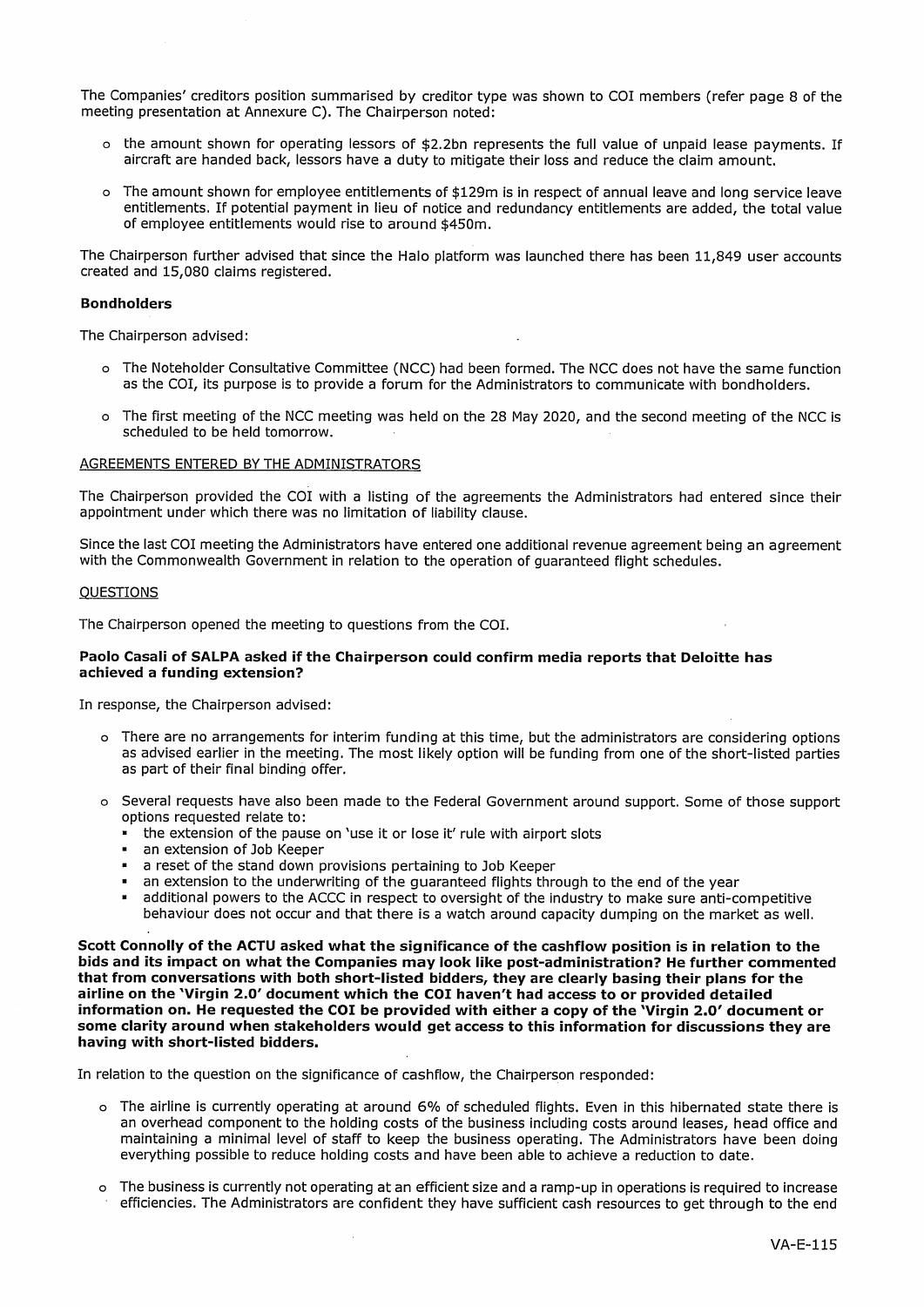The Companies' creditors position summarised by creditor type was shown to COI members (refer page 8 of the meeting presentation at Annexure C). The Chairperson noted:

- the amount shown for operating lessors of $2.2bn represents the full value of unpaid lease payments. If aircraft are handed back, lessors have a duty to mitigate their loss and reduce the claim amount.
- The amount shown for employee entitlements of $129m is in respect of annual leave and long service leave entitlements. If potential payment in lieu of notice and redundancy entitlements are added, the total value of employee entitlements would rise to around $450m.

The Chairperson further advised that since the Halo platform was launched there has been 11,849 user accounts created and 15,080 claims registered.

**Bondholders**

The Chairperson advised:

- The Noteholder Consultative Committee (NCC) had been formed. The NCC does not have the same function as the COI, its purpose is to provide a forum for the Administrators to communicate with bondholders.
- The first meeting of the NCC meeting was held on the 28 May 2020, and the second meeting of the NCC is scheduled to be held tomorrow.

AGREEMENTS ENTERED BY THE ADMINISTRATORS

The Chairperson provided the COI with a listing of the agreements the Administrators had entered since their appointment under which there was no limitation of liability clause.

Since the last COI meeting the Administrators have entered one additional revenue agreement being an agreement with the Commonwealth Government in relation to the operation of guaranteed flight schedules.

QUESTIONS

The Chairperson opened the meeting to questions from the COI.

**Paolo Casali of SALPA asked if the Chairperson could confirm media reports that Deloitte has achieved a funding extension?**

In response, the Chairperson advised:

- There are no arrangements for interim funding at this time, but the administrators are considering options as advised earlier in the meeting. The most likely option will be funding from one of the short-listed parties as part of their final binding offer.
- Several requests have also been made to the Federal Government around support. Some of those support options requested relate to:
  - the extension of the pause on 'use it or lose it' rule with airport slots
  - an extension of Job Keeper
  - a reset of the stand down provisions pertaining to Job Keeper
  - an extension to the underwriting of the guaranteed flights through to the end of the year
  - additional powers to the ACCC in respect to oversight of the industry to make sure anti-competitive behaviour does not occur and that there is a watch around capacity dumping on the market as well.

**Scott Connolly of the ACTU asked what the significance of the cashflow position is in relation to the bids and its impact on what the Companies may look like post-administration? He further commented that from conversations with both short-listed bidders, they are clearly basing their plans for the airline on the 'Virgin 2.0' document which the COI haven't had access to or provided detailed information on. He requested the COI be provided with either a copy of the 'Virgin 2.0' document or some clarity around when stakeholders would get access to this information for discussions they are having with short-listed bidders.**

In relation to the question on the significance of cashflow, the Chairperson responded:

- The airline is currently operating at around 6% of scheduled flights. Even in this hibernated state there is an overhead component to the holding costs of the business including costs around leases, head office and maintaining a minimal level of staff to keep the business operating. The Administrators have been doing everything possible to reduce holding costs and have been able to achieve a reduction to date.
- The business is currently not operating at an efficient size and a ramp-up in operations is required to increase efficiencies. The Administrators are confident they have sufficient cash resources to get through to the end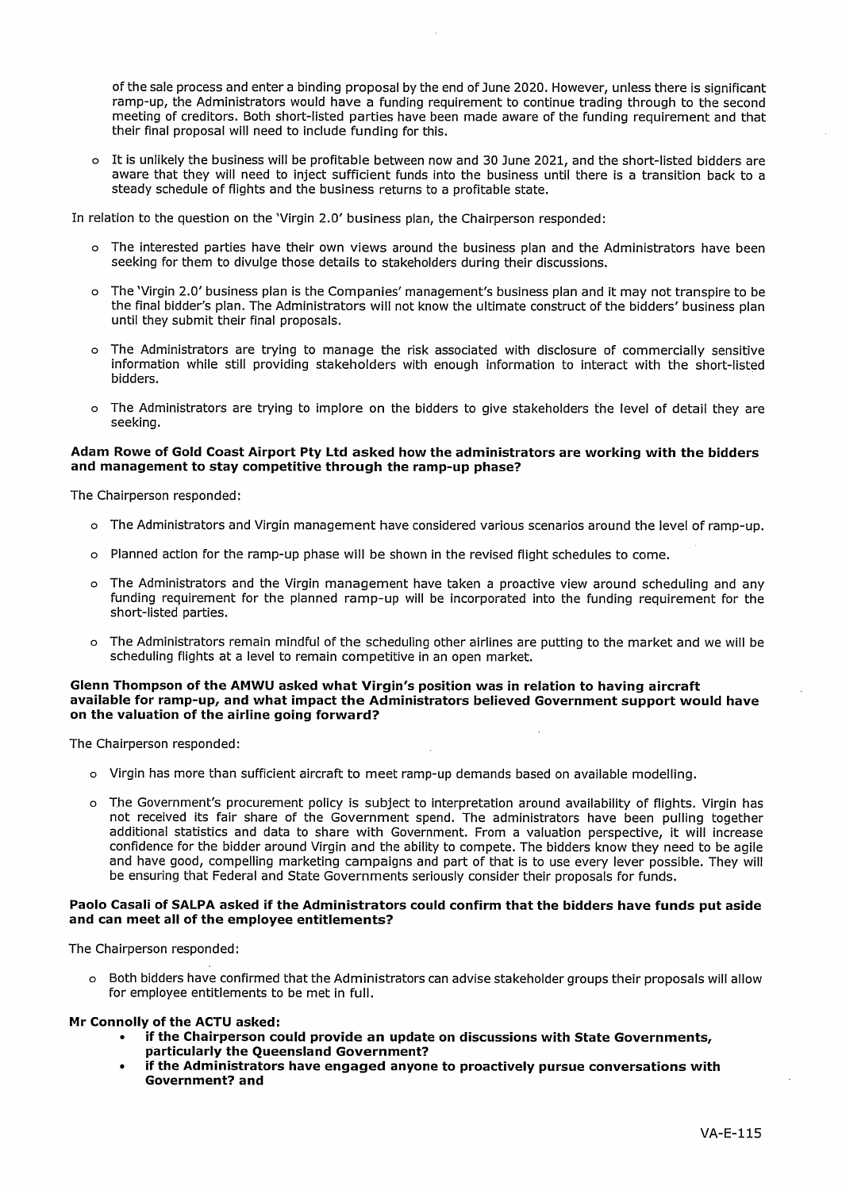of the sale process and enter a binding proposal by the end of June 2020. However, unless there is significant ramp-up, the Administrators would have a funding requirement to continue trading through to the second meeting of creditors. Both short-listed parties have been made aware of the funding requirement and that their final proposal will need to include funding for this.

- It is unlikely the business will be profitable between now and 30 June 2021, and the short-listed bidders are aware that they will need to inject sufficient funds into the business until there is a transition back to a steady schedule of flights and the business returns to a profitable state.

In relation to the question on the 'Virgin 2.0' business plan, the Chairperson responded:

- The interested parties have their own views around the business plan and the Administrators have been seeking for them to divulge those details to stakeholders during their discussions.
- The 'Virgin 2.0' business plan is the Companies' management's business plan and it may not transpire to be the final bidder's plan. The Administrators will not know the ultimate construct of the bidders' business plan until they submit their final proposals.
- The Administrators are trying to manage the risk associated with disclosure of commercially sensitive information while still providing stakeholders with enough information to interact with the short-listed bidders.
- The Administrators are trying to implore on the bidders to give stakeholders the level of detail they are seeking.

**Adam Rowe of Gold Coast Airport Pty Ltd asked how the administrators are working with the bidders and management to stay competitive through the ramp-up phase?**

The Chairperson responded:

- The Administrators and Virgin management have considered various scenarios around the level of ramp-up.
- Planned action for the ramp-up phase will be shown in the revised flight schedules to come.
- The Administrators and the Virgin management have taken a proactive view around scheduling and any funding requirement for the planned ramp-up will be incorporated into the funding requirement for the short-listed parties.
- The Administrators remain mindful of the scheduling other airlines are putting to the market and we will be scheduling flights at a level to remain competitive in an open market.

**Glenn Thompson of the AMWU asked what Virgin's position was in relation to having aircraft available for ramp-up, and what impact the Administrators believed Government support would have on the valuation of the airline going forward?**

The Chairperson responded:

- Virgin has more than sufficient aircraft to meet ramp-up demands based on available modelling.
- The Government's procurement policy is subject to interpretation around availability of flights. Virgin has not received its fair share of the Government spend. The administrators have been pulling together additional statistics and data to share with Government. From a valuation perspective, it will increase confidence for the bidder around Virgin and the ability to compete. The bidders know they need to be agile and have good, compelling marketing campaigns and part of that is to use every lever possible. They will be ensuring that Federal and State Governments seriously consider their proposals for funds.

**Paolo Casali of SALPA asked if the Administrators could confirm that the bidders have funds put aside and can meet all of the employee entitlements?**

The Chairperson responded:

- Both bidders have confirmed that the Administrators can advise stakeholder groups their proposals will allow for employee entitlements to be met in full.

**Mr Connolly of the ACTU asked:**

- **if the Chairperson could provide an update on discussions with State Governments, particularly the Queensland Government?**
- **if the Administrators have engaged anyone to proactively pursue conversations with Government? and**

VA-E-115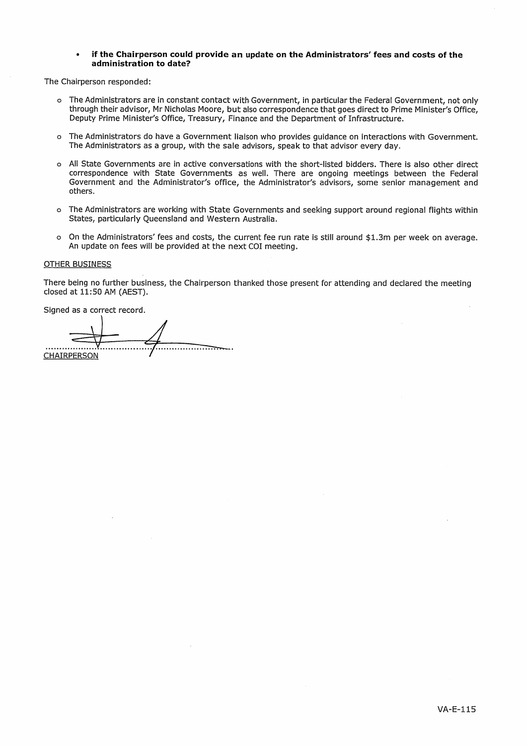- **if the Chairperson could provide an update on the Administrators' fees and costs of the administration to date?**

The Chairperson responded:

- The Administrators are in constant contact with Government, in particular the Federal Government, not only through their advisor, Mr Nicholas Moore, but also correspondence that goes direct to Prime Minister's Office, Deputy Prime Minister's Office, Treasury, Finance and the Department of Infrastructure.
- The Administrators do have a Government liaison who provides guidance on interactions with Government. The Administrators as a group, with the sale advisors, speak to that advisor every day.
- All State Governments are in active conversations with the short-listed bidders. There is also other direct correspondence with State Governments as well. There are ongoing meetings between the Federal Government and the Administrator's office, the Administrator's advisors, some senior management and others.
- The Administrators are working with State Governments and seeking support around regional flights within States, particularly Queensland and Western Australia.
- On the Administrators' fees and costs, the current fee run rate is still around $1.3m per week on average. An update on fees will be provided at the next COI meeting.

<u>OTHER BUSINESS</u>

There being no further business, the Chairperson thanked those present for attending and declared the meeting closed at 11:50 AM (AEST).

Signed as a correct record.

..................................................................

<u>CHAIRPERSON</u>

VA-E-115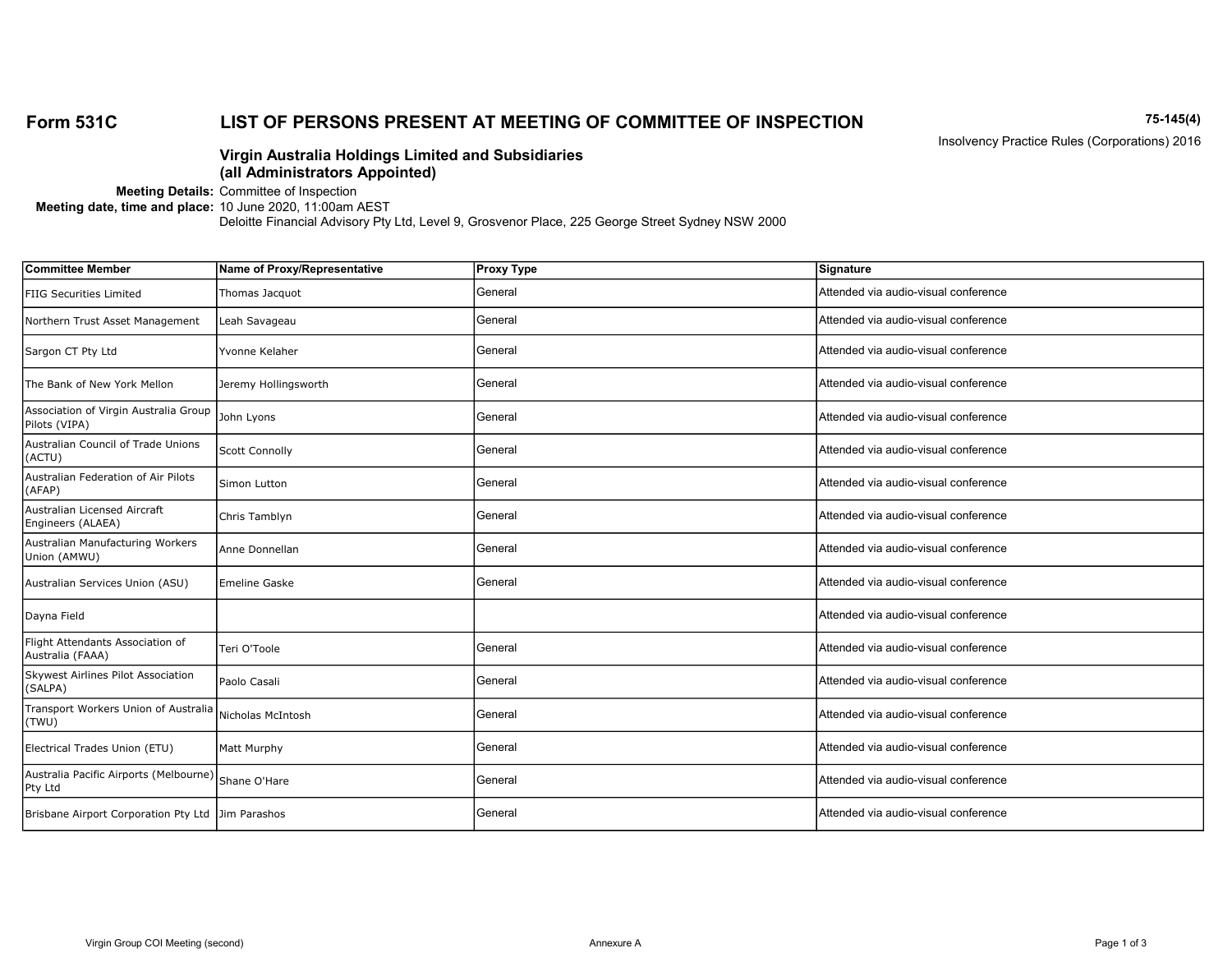# Form 531C LIST OF PERSONS PRESENT AT MEETING OF COMMITTEE OF INSPECTION

**75-145(4)**
Insolvency Practice Rules (Corporations) 2016

**Virgin Australia Holdings Limited and Subsidiaries**
**(all Administrators Appointed)**

**Meeting Details:** Committee of Inspection
**Meeting date, time and place:** 10 June 2020, 11:00am AEST
Deloitte Financial Advisory Pty Ltd, Level 9, Grosvenor Place, 225 George Street Sydney NSW 2000

| Committee Member | Name of Proxy/Representative | Proxy Type | Signature |
|---|---|---|---|
| FIIG Securities Limited | Thomas Jacquot | General | Attended via audio-visual conference |
| Northern Trust Asset Management | Leah Savageau | General | Attended via audio-visual conference |
| Sargon CT Pty Ltd | Yvonne Kelaher | General | Attended via audio-visual conference |
| The Bank of New York Mellon | Jeremy Hollingsworth | General | Attended via audio-visual conference |
| Association of Virgin Australia Group Pilots (VIPA) | John Lyons | General | Attended via audio-visual conference |
| Australian Council of Trade Unions (ACTU) | Scott Connolly | General | Attended via audio-visual conference |
| Australian Federation of Air Pilots (AFAP) | Simon Lutton | General | Attended via audio-visual conference |
| Australian Licensed Aircraft Engineers (ALAEA) | Chris Tamblyn | General | Attended via audio-visual conference |
| Australian Manufacturing Workers Union (AMWU) | Anne Donnellan | General | Attended via audio-visual conference |
| Australian Services Union (ASU) | Emeline Gaske | General | Attended via audio-visual conference |
| Dayna Field | | | Attended via audio-visual conference |
| Flight Attendants Association of Australia (FAAA) | Teri O'Toole | General | Attended via audio-visual conference |
| Skywest Airlines Pilot Association (SALPA) | Paolo Casali | General | Attended via audio-visual conference |
| Transport Workers Union of Australia (TWU) | Nicholas McIntosh | General | Attended via audio-visual conference |
| Electrical Trades Union (ETU) | Matt Murphy | General | Attended via audio-visual conference |
| Australia Pacific Airports (Melbourne) Pty Ltd | Shane O'Hare | General | Attended via audio-visual conference |
| Brisbane Airport Corporation Pty Ltd | Jim Parashos | General | Attended via audio-visual conference |

Annexure A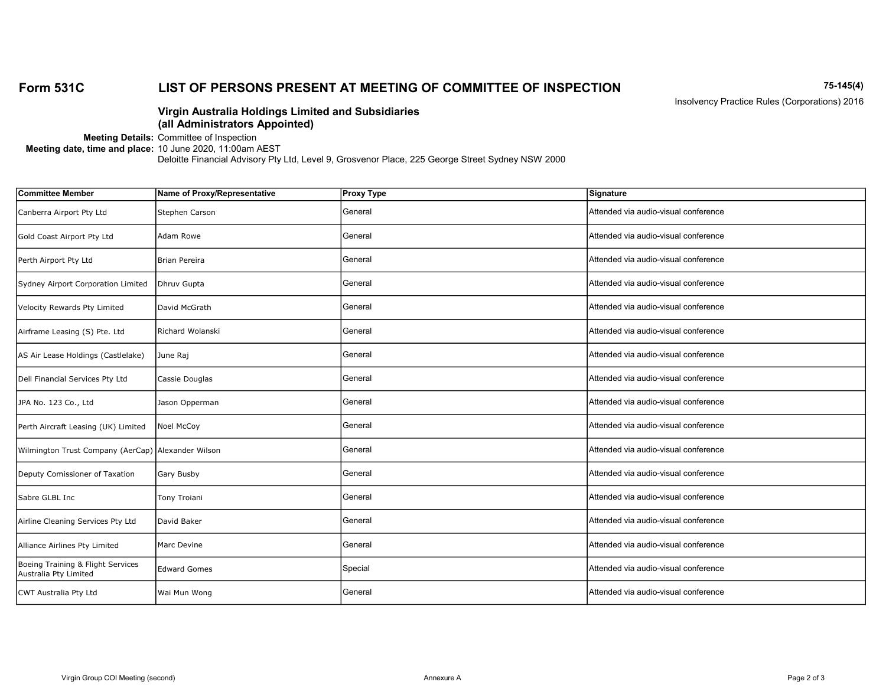**Form 531C** **LIST OF PERSONS PRESENT AT MEETING OF COMMITTEE OF INSPECTION** **75-145(4)**

Insolvency Practice Rules (Corporations) 2016

**Virgin Australia Holdings Limited and Subsidiaries**
**(all Administrators Appointed)**

**Meeting Details:** Committee of Inspection
**Meeting date, time and place:** 10 June 2020, 11:00am AEST
Deloitte Financial Advisory Pty Ltd, Level 9, Grosvenor Place, 225 George Street Sydney NSW 2000

| Committee Member | Name of Proxy/Representative | Proxy Type | Signature |
|---|---|---|---|
| Canberra Airport Pty Ltd | Stephen Carson | General | Attended via audio-visual conference |
| Gold Coast Airport Pty Ltd | Adam Rowe | General | Attended via audio-visual conference |
| Perth Airport Pty Ltd | Brian Pereira | General | Attended via audio-visual conference |
| Sydney Airport Corporation Limited | Dhruv Gupta | General | Attended via audio-visual conference |
| Velocity Rewards Pty Limited | David McGrath | General | Attended via audio-visual conference |
| Airframe Leasing (S) Pte. Ltd | Richard Wolanski | General | Attended via audio-visual conference |
| AS Air Lease Holdings (Castlelake) | June Raj | General | Attended via audio-visual conference |
| Dell Financial Services Pty Ltd | Cassie Douglas | General | Attended via audio-visual conference |
| JPA No. 123 Co., Ltd | Jason Opperman | General | Attended via audio-visual conference |
| Perth Aircraft Leasing (UK) Limited | Noel McCoy | General | Attended via audio-visual conference |
| Wilmington Trust Company (AerCap) | Alexander Wilson | General | Attended via audio-visual conference |
| Deputy Comissioner of Taxation | Gary Busby | General | Attended via audio-visual conference |
| Sabre GLBL Inc | Tony Troiani | General | Attended via audio-visual conference |
| Airline Cleaning Services Pty Ltd | David Baker | General | Attended via audio-visual conference |
| Alliance Airlines Pty Limited | Marc Devine | General | Attended via audio-visual conference |
| Boeing Training & Flight Services Australia Pty Limited | Edward Gomes | Special | Attended via audio-visual conference |
| CWT Australia Pty Ltd | Wai Mun Wong | General | Attended via audio-visual conference |

Virgin Group COI Meeting (second) Annexure A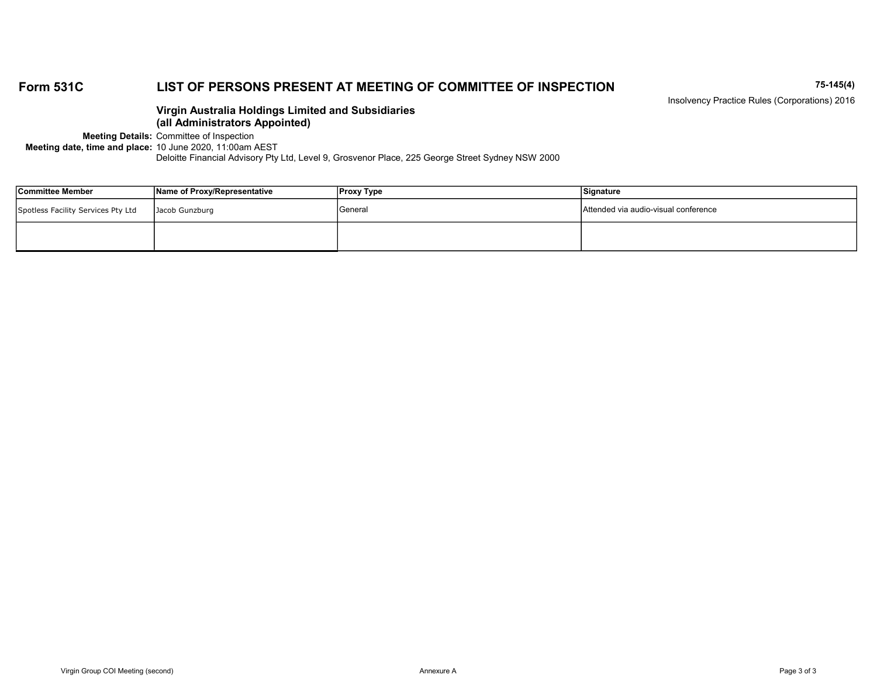**Form 531C** | **LIST OF PERSONS PRESENT AT MEETING OF COMMITTEE OF INSPECTION** | **75-145(4)**

Insolvency Practice Rules (Corporations) 2016

**Virgin Australia Holdings Limited and Subsidiaries**
**(all Administrators Appointed)**

**Meeting Details:** Committee of Inspection
**Meeting date, time and place:** 10 June 2020, 11:00am AEST
Deloitte Financial Advisory Pty Ltd, Level 9, Grosvenor Place, 225 George Street Sydney NSW 2000

| Committee Member | Name of Proxy/Representative | Proxy Type | Signature |
|---|---|---|---|
| Spotless Facility Services Pty Ltd | Jacob Gunzburg | General | Attended via audio-visual conference |
| | | | |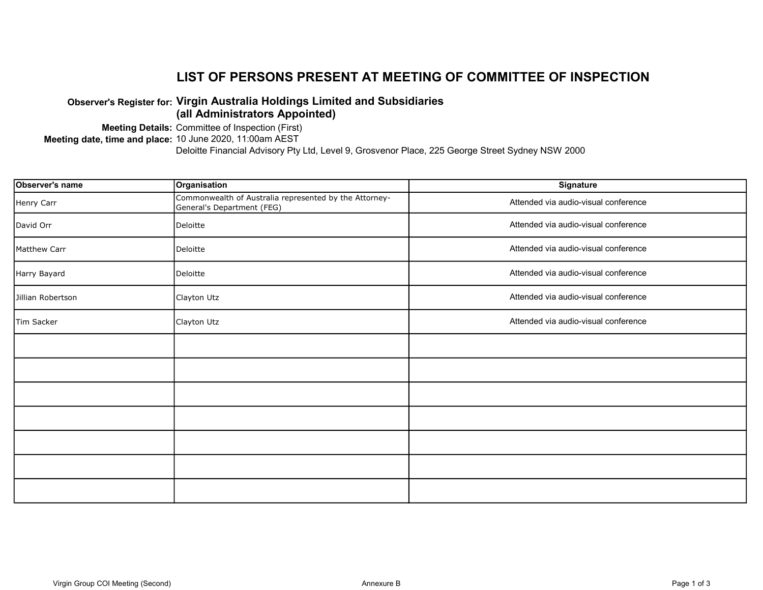# LIST OF PERSONS PRESENT AT MEETING OF COMMITTEE OF INSPECTION

**Observer's Register for:** **Virgin Australia Holdings Limited and Subsidiaries (all Administrators Appointed)**

**Meeting Details:** Committee of Inspection (First)

**Meeting date, time and place:** 10 June 2020, 11:00am AEST
Deloitte Financial Advisory Pty Ltd, Level 9, Grosvenor Place, 225 George Street Sydney NSW 2000

| Observer's name | Organisation | Signature |
|---|---|---|
| Henry Carr | Commonwealth of Australia represented by the Attorney-General's Department (FEG) | Attended via audio-visual conference |
| David Orr | Deloitte | Attended via audio-visual conference |
| Matthew Carr | Deloitte | Attended via audio-visual conference |
| Harry Bayard | Deloitte | Attended via audio-visual conference |
| Jillian Robertson | Clayton Utz | Attended via audio-visual conference |
| Tim Sacker | Clayton Utz | Attended via audio-visual conference |
| | | |
| | | |
| | | |
| | | |
| | | |
| | | |
| | | |

Virgin Group COI Meeting (Second) Annexure B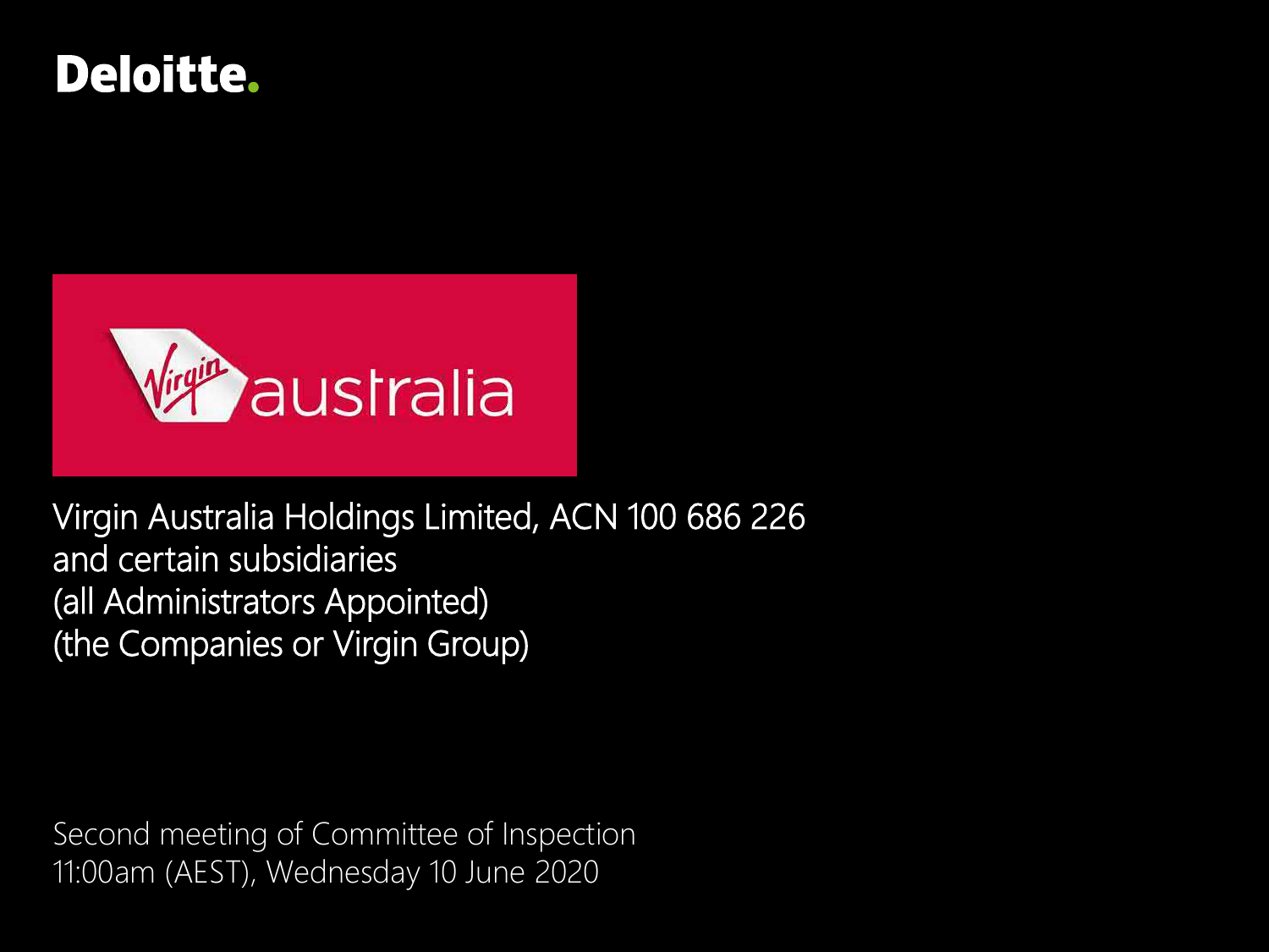Deloitte.

Virgin australia

Virgin Australia Holdings Limited, ACN 100 686 226
and certain subsidiaries
(all Administrators Appointed)
(the Companies or Virgin Group)

Second meeting of Committee of Inspection
11:00am (AEST), Wednesday 10 June 2020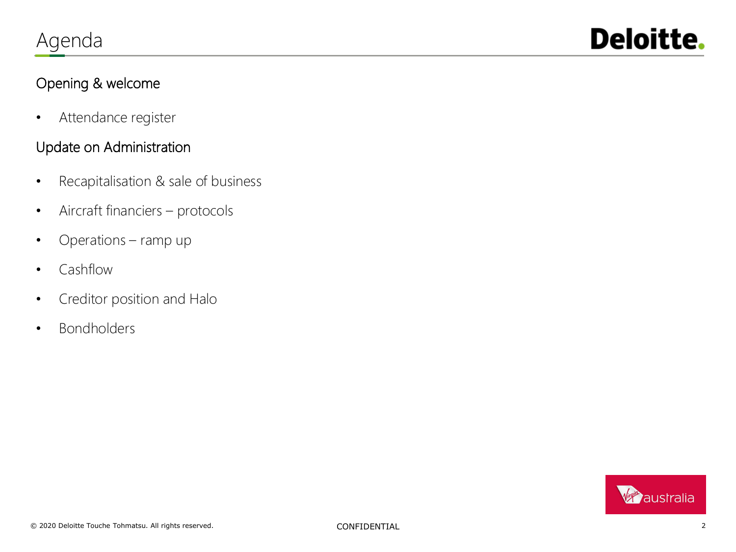# Agenda

## Opening & welcome

- Attendance register

## Update on Administration

- Recapitalisation & sale of business
- Aircraft financiers – protocols
- Operations – ramp up
- Cashflow
- Creditor position and Halo
- Bondholders

CONFIDENTIAL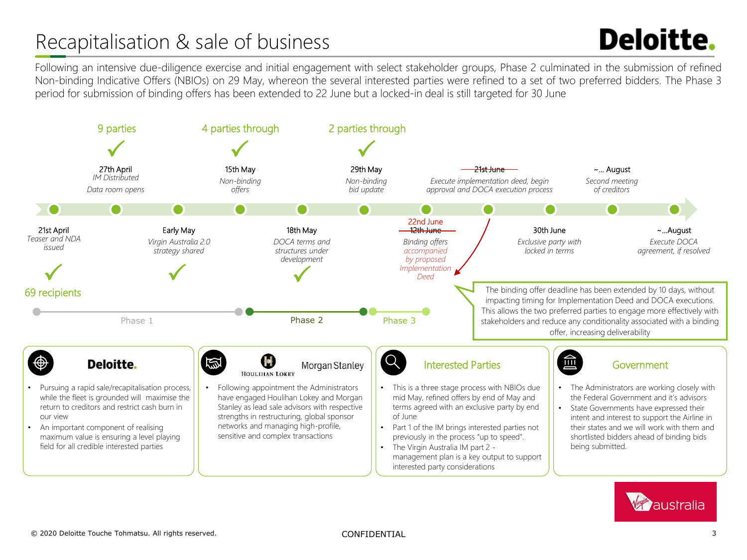# Recapitalisation & sale of business

Following an intensive due-diligence exercise and initial engagement with select stakeholder groups, Phase 2 culminated in the submission of refined Non-binding Indicative Offers (NBIOs) on 29 May, whereon the several interested parties were refined to a set of two preferred bidders. The Phase 3 period for submission of binding offers has been extended to 22 June but a locked-in deal is still targeted for 30 June

**Timeline**

- **21st April** – *Teaser and NDA issued* ✓ — 69 recipients
- **27th April** – *IM Distributed*, *Data room opens* ✓ — 9 parties
- **Early May** – *Virgin Australia 2.0 strategy shared* ✓
- **15th May** – *Non-binding offers* ✓ — 4 parties through
- **18th May** – *DOCA terms and structures under development* ✓
- **29th May** – *Non-binding bid update* ✓ — 2 parties through
- **22nd June** (~~12th June~~) – *Binding offers accompanied by proposed Implementation Deed*
- ~~**21st June**~~ – *Execute implementation deed, begin approval and DOCA execution process*
- **30th June** – *Exclusive party with locked in terms*
- **~... August** – *Second meeting of creditors*
- **~...August** – *Execute DOCA agreement, if resolved*

Phase 1 | Phase 2 | Phase 3

The binding offer deadline has been extended by 10 days, without impacting timing for Implementation Deed and DOCA executions. This allows the two preferred parties to engage more effectively with stakeholders and reduce any conditionality associated with a binding offer, increasing deliverability

### Deloitte.

- Pursuing a rapid sale/recapitalisation process, while the fleet is grounded will maximise the return to creditors and restrict cash burn in our view
- An important component of realising maximum value is ensuring a level playing field for all credible interested parties

### Houlihan Lokey / Morgan Stanley

- Following appointment the Administrators have engaged Houlihan Lokey and Morgan Stanley as lead sale advisors with respective strengths in restructuring, global sponsor networks and managing high-profile, sensitive and complex transactions

### Interested Parties

- This is a three stage process with NBIOs due mid May, refined offers by end of May and terms agreed with an exclusive party by end of June
- Part 1 of the IM brings interested parties not previously in the process "up to speed".
- The Virgin Australia IM part 2 - management plan is a key output to support interested party considerations

### Government

- The Administrators are working closely with the Federal Government and it's advisors
- State Governments have expressed their intent and interest to support the Airline in their states and we will work with them and shortlisted bidders ahead of binding bids being submitted.

© 2020 Deloitte Touche Tohmatsu. All rights reserved. CONFIDENTIAL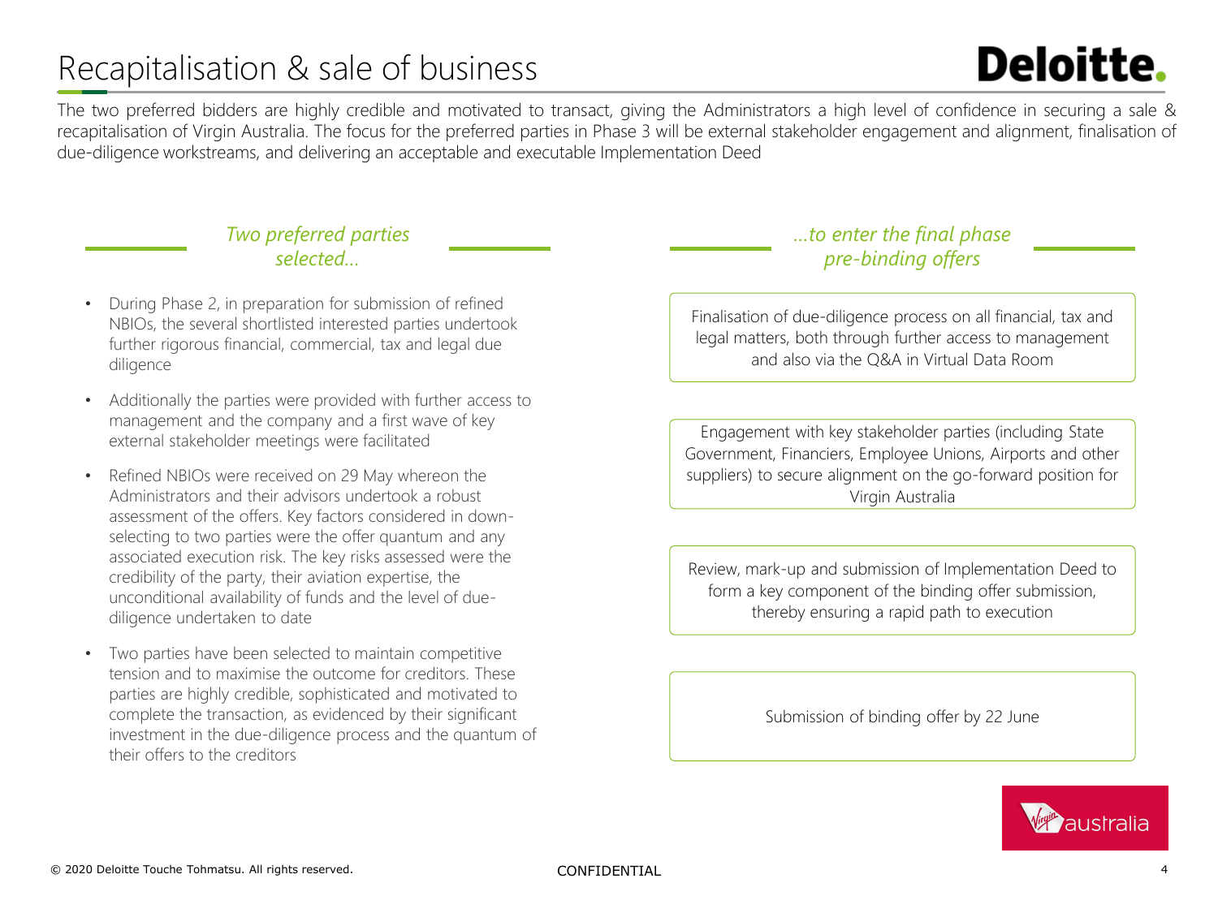# Recapitalisation & sale of business

The two preferred bidders are highly credible and motivated to transact, giving the Administrators a high level of confidence in securing a sale & recapitalisation of Virgin Australia. The focus for the preferred parties in Phase 3 will be external stakeholder engagement and alignment, finalisation of due-diligence workstreams, and delivering an acceptable and executable Implementation Deed

### *Two preferred parties selected…*

- During Phase 2, in preparation for submission of refined NBIOs, the several shortlisted interested parties undertook further rigorous financial, commercial, tax and legal due diligence
- Additionally the parties were provided with further access to management and the company and a first wave of key external stakeholder meetings were facilitated
- Refined NBIOs were received on 29 May whereon the Administrators and their advisors undertook a robust assessment of the offers. Key factors considered in down-selecting to two parties were the offer quantum and any associated execution risk. The key risks assessed were the credibility of the party, their aviation expertise, the unconditional availability of funds and the level of due-diligence undertaken to date
- Two parties have been selected to maintain competitive tension and to maximise the outcome for creditors. These parties are highly credible, sophisticated and motivated to complete the transaction, as evidenced by their significant investment in the due-diligence process and the quantum of their offers to the creditors

### *…to enter the final phase pre-binding offers*

Finalisation of due-diligence process on all financial, tax and legal matters, both through further access to management and also via the Q&A in Virtual Data Room

Engagement with key stakeholder parties (including State Government, Financiers, Employee Unions, Airports and other suppliers) to secure alignment on the go-forward position for Virgin Australia

Review, mark-up and submission of Implementation Deed to form a key component of the binding offer submission, thereby ensuring a rapid path to execution

Submission of binding offer by 22 June

CONFIDENTIAL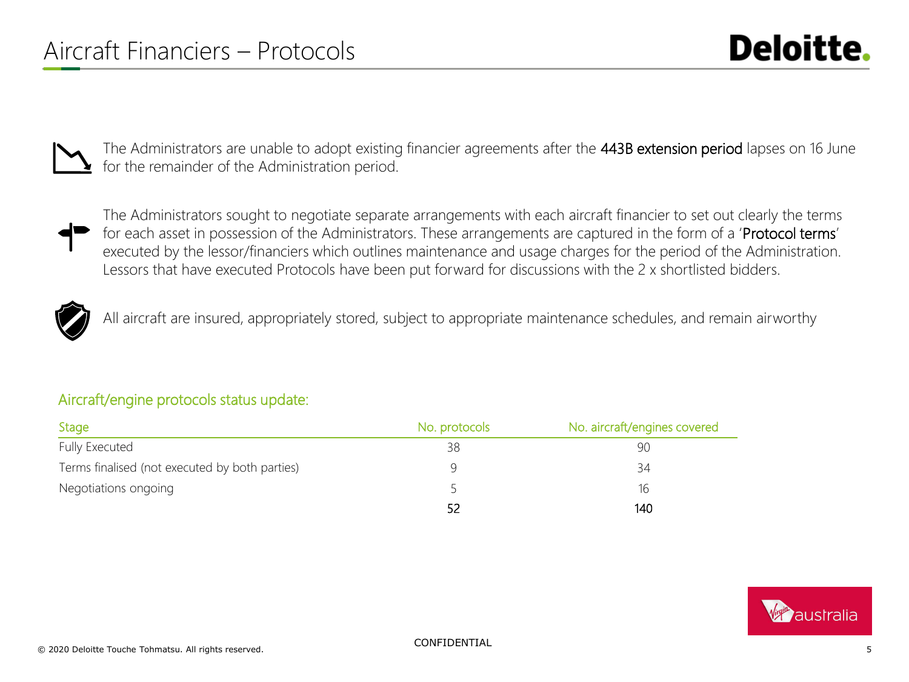# Aircraft Financiers – Protocols

The Administrators are unable to adopt existing financier agreements after the **443B extension period** lapses on 16 June for the remainder of the Administration period.

The Administrators sought to negotiate separate arrangements with each aircraft financier to set out clearly the terms for each asset in possession of the Administrators. These arrangements are captured in the form of a '**Protocol terms**' executed by the lessor/financiers which outlines maintenance and usage charges for the period of the Administration. Lessors that have executed Protocols have been put forward for discussions with the 2 x shortlisted bidders.

All aircraft are insured, appropriately stored, subject to appropriate maintenance schedules, and remain airworthy

## Aircraft/engine protocols status update:

| Stage | No. protocols | No. aircraft/engines covered |
|---|---|---|
| Fully Executed | 38 | 90 |
| Terms finalised (not executed by both parties) | 9 | 34 |
| Negotiations ongoing | 5 | 16 |
| | **52** | **140** |

CONFIDENTIAL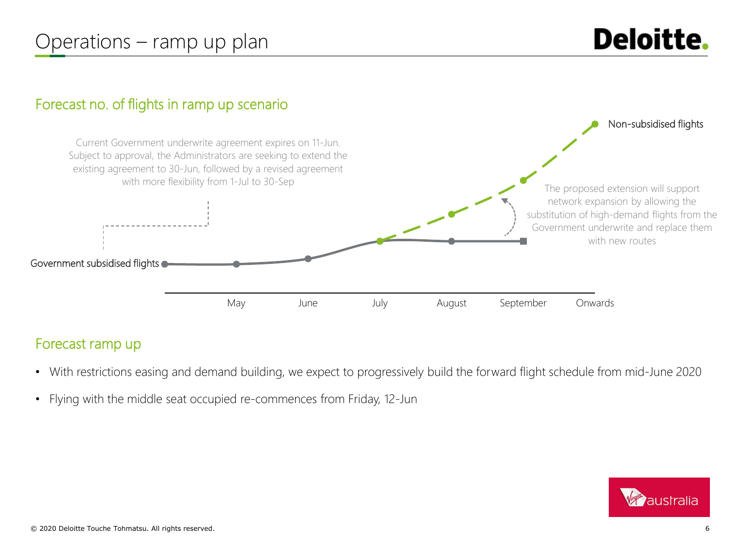# Operations – ramp up plan

## Forecast no. of flights in ramp up scenario

Current Government underwrite agreement expires on 11-Jun. Subject to approval, the Administrators are seeking to extend the existing agreement to 30-Jun, followed by a revised agreement with more flexibility from 1-Jul to 30-Sep

Non-subsidised flights

The proposed extension will support network expansion by allowing the substitution of high-demand flights from the Government underwrite and replace them with new routes

Government subsidised flights

May | June | July | August | September | Onwards

## Forecast ramp up

- With restrictions easing and demand building, we expect to progressively build the forward flight schedule from mid-June 2020
- Flying with the middle seat occupied re-commences from Friday, 12-Jun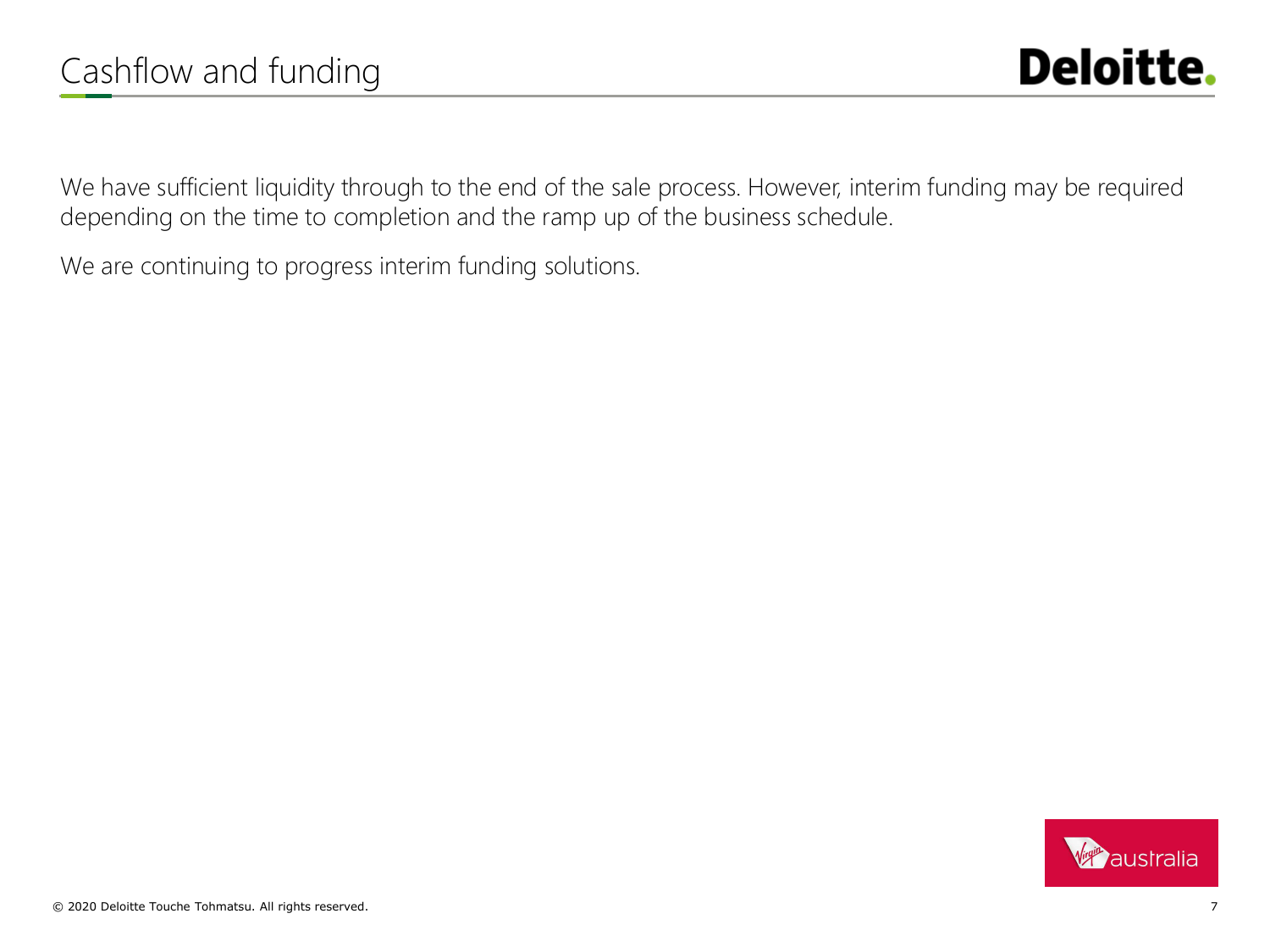# Cashflow and funding

We have sufficient liquidity through to the end of the sale process. However, interim funding may be required depending on the time to completion and the ramp up of the business schedule.

We are continuing to progress interim funding solutions.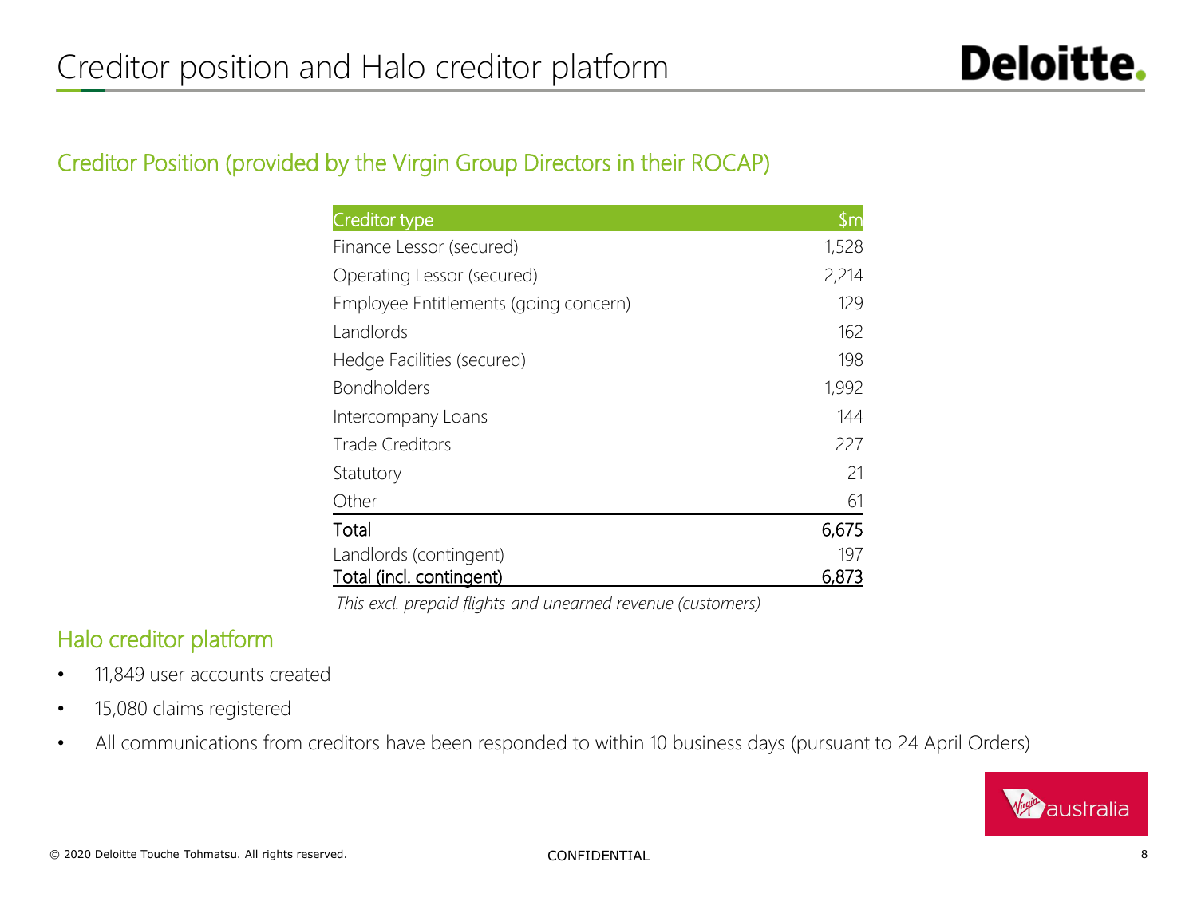# Creditor position and Halo creditor platform

## Creditor Position (provided by the Virgin Group Directors in their ROCAP)

| Creditor type | $m |
|---|---|
| Finance Lessor (secured) | 1,528 |
| Operating Lessor (secured) | 2,214 |
| Employee Entitlements (going concern) | 129 |
| Landlords | 162 |
| Hedge Facilities (secured) | 198 |
| Bondholders | 1,992 |
| Intercompany Loans | 144 |
| Trade Creditors | 227 |
| Statutory | 21 |
| Other | 61 |
| Total | 6,675 |
| Landlords (contingent) | 197 |
| Total (incl. contingent) | 6,873 |

*This excl. prepaid flights and unearned revenue (customers)*

## Halo creditor platform

- 11,849 user accounts created
- 15,080 claims registered
- All communications from creditors have been responded to within 10 business days (pursuant to 24 April Orders)

CONFIDENTIAL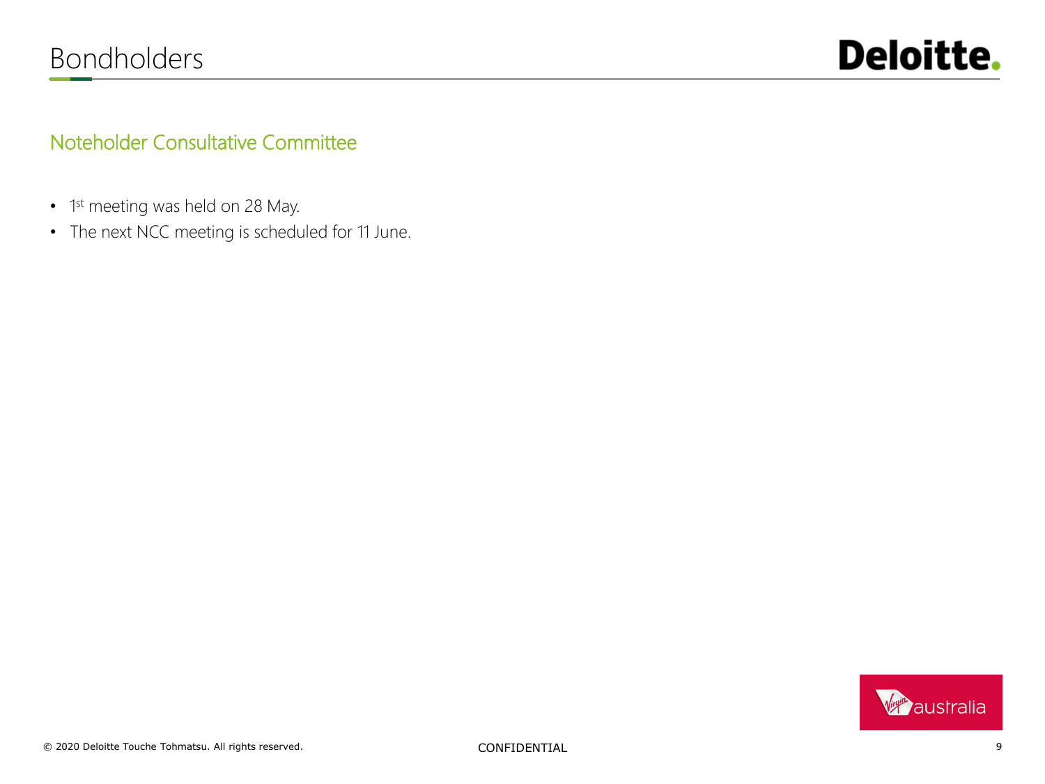# Bondholders

## Noteholder Consultative Committee

- 1st meeting was held on 28 May.
- The next NCC meeting is scheduled for 11 June.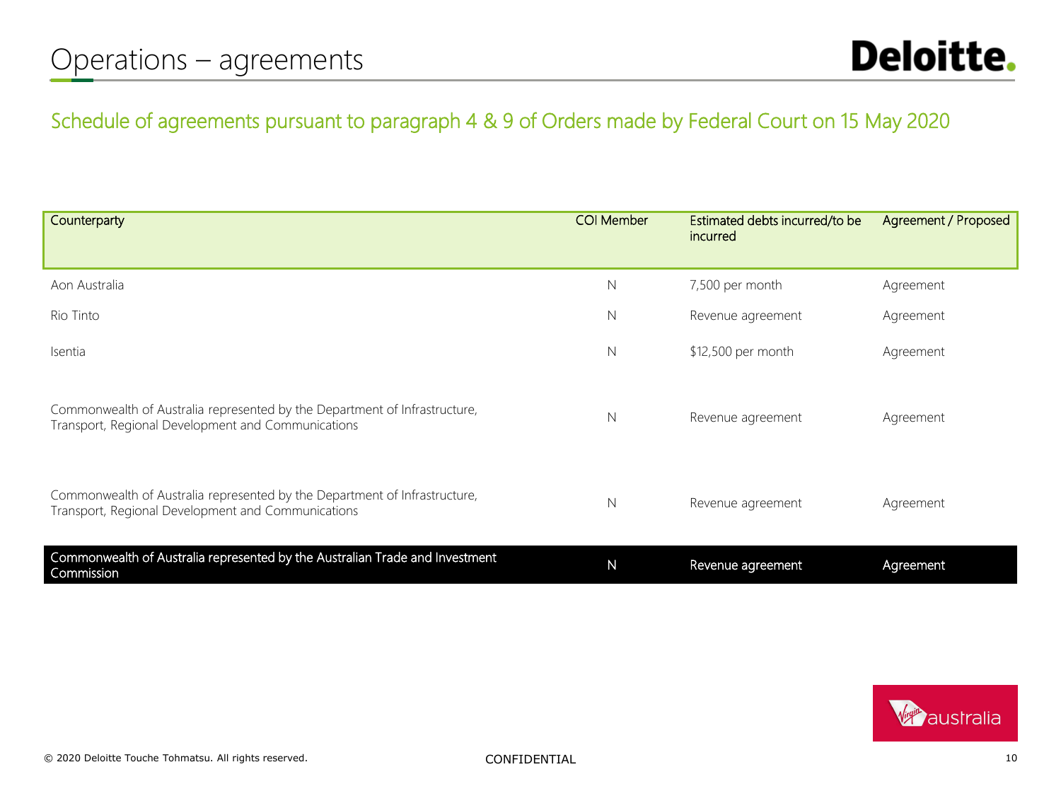# Operations – agreements

## Schedule of agreements pursuant to paragraph 4 & 9 of Orders made by Federal Court on 15 May 2020

| Counterparty | COI Member | Estimated debts incurred/to be incurred | Agreement / Proposed |
|---|---|---|---|
| Aon Australia | N | 7,500 per month | Agreement |
| Rio Tinto | N | Revenue agreement | Agreement |
| Isentia | N | $12,500 per month | Agreement |
| Commonwealth of Australia represented by the Department of Infrastructure, Transport, Regional Development and Communications | N | Revenue agreement | Agreement |
| Commonwealth of Australia represented by the Department of Infrastructure, Transport, Regional Development and Communications | N | Revenue agreement | Agreement |
| Commonwealth of Australia represented by the Australian Trade and Investment Commission | N | Revenue agreement | Agreement |

CONFIDENTIAL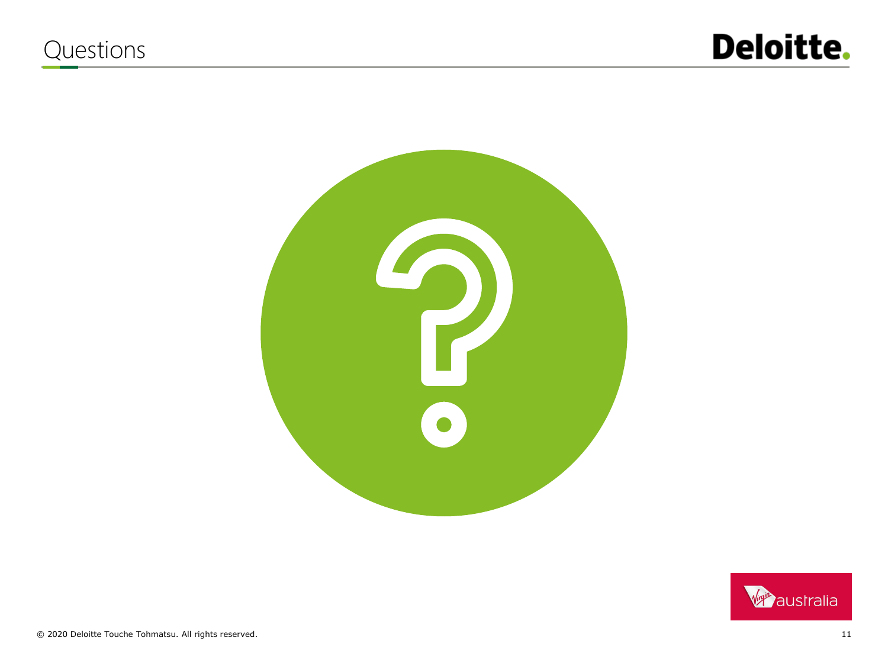# Questions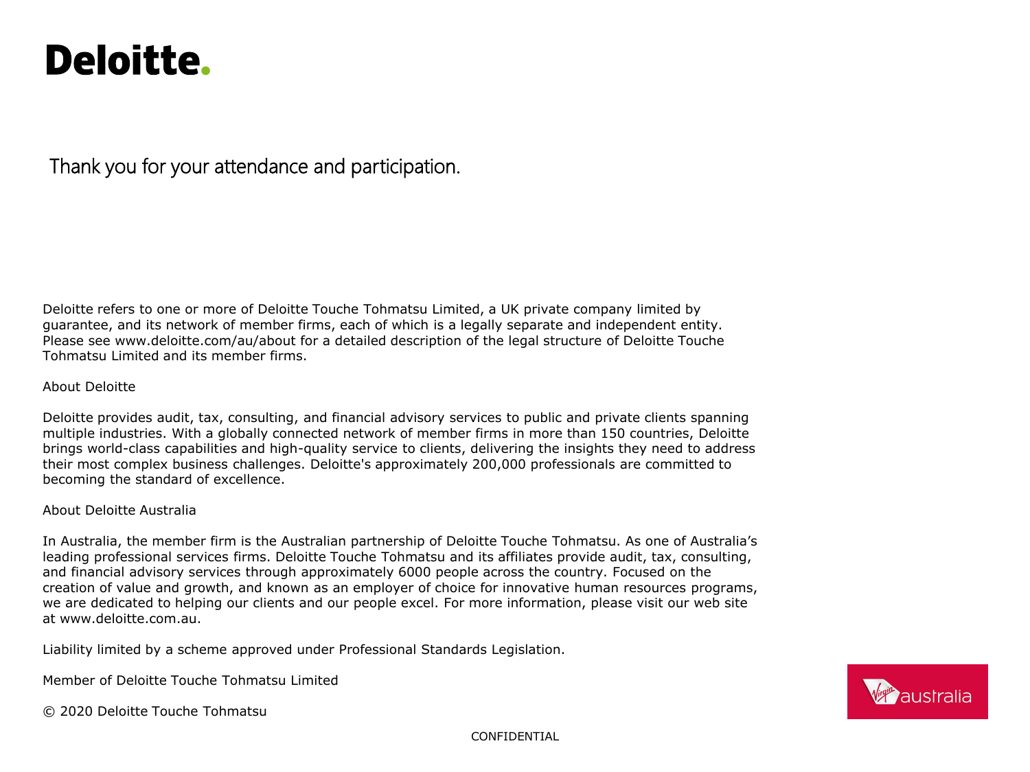Deloitte.

Thank you for your attendance and participation.

Deloitte refers to one or more of Deloitte Touche Tohmatsu Limited, a UK private company limited by guarantee, and its network of member firms, each of which is a legally separate and independent entity. Please see www.deloitte.com/au/about for a detailed description of the legal structure of Deloitte Touche Tohmatsu Limited and its member firms.

About Deloitte

Deloitte provides audit, tax, consulting, and financial advisory services to public and private clients spanning multiple industries. With a globally connected network of member firms in more than 150 countries, Deloitte brings world-class capabilities and high-quality service to clients, delivering the insights they need to address their most complex business challenges. Deloitte's approximately 200,000 professionals are committed to becoming the standard of excellence.

About Deloitte Australia

In Australia, the member firm is the Australian partnership of Deloitte Touche Tohmatsu. As one of Australia's leading professional services firms. Deloitte Touche Tohmatsu and its affiliates provide audit, tax, consulting, and financial advisory services through approximately 6000 people across the country. Focused on the creation of value and growth, and known as an employer of choice for innovative human resources programs, we are dedicated to helping our clients and our people excel. For more information, please visit our web site at www.deloitte.com.au.

Liability limited by a scheme approved under Professional Standards Legislation.

Member of Deloitte Touche Tohmatsu Limited

© 2020 Deloitte Touche Tohmatsu

Virgin australia

CONFIDENTIAL